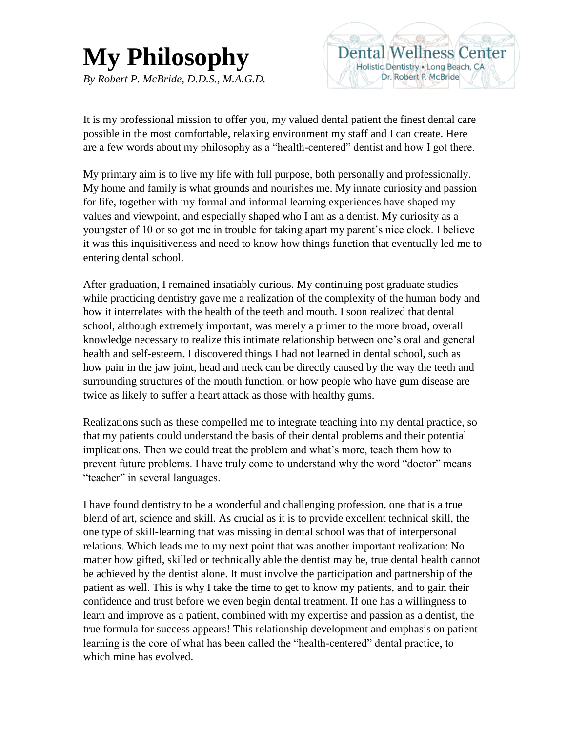# My Philosophy

*By Robert P. McBride, D.D.S., M.A.G.D.*

Dental Wellness Center
Holistic Dentistry • Long Beach, CA
Dr. Robert P. McBride

It is my professional mission to offer you, my valued dental patient the finest dental care possible in the most comfortable, relaxing environment my staff and I can create. Here are a few words about my philosophy as a "health-centered" dentist and how I got there.

My primary aim is to live my life with full purpose, both personally and professionally. My home and family is what grounds and nourishes me. My innate curiosity and passion for life, together with my formal and informal learning experiences have shaped my values and viewpoint, and especially shaped who I am as a dentist. My curiosity as a youngster of 10 or so got me in trouble for taking apart my parent's nice clock. I believe it was this inquisitiveness and need to know how things function that eventually led me to entering dental school.

After graduation, I remained insatiably curious. My continuing post graduate studies while practicing dentistry gave me a realization of the complexity of the human body and how it interrelates with the health of the teeth and mouth. I soon realized that dental school, although extremely important, was merely a primer to the more broad, overall knowledge necessary to realize this intimate relationship between one's oral and general health and self-esteem. I discovered things I had not learned in dental school, such as how pain in the jaw joint, head and neck can be directly caused by the way the teeth and surrounding structures of the mouth function, or how people who have gum disease are twice as likely to suffer a heart attack as those with healthy gums.

Realizations such as these compelled me to integrate teaching into my dental practice, so that my patients could understand the basis of their dental problems and their potential implications. Then we could treat the problem and what's more, teach them how to prevent future problems. I have truly come to understand why the word "doctor" means "teacher" in several languages.

I have found dentistry to be a wonderful and challenging profession, one that is a true blend of art, science and skill. As crucial as it is to provide excellent technical skill, the one type of skill-learning that was missing in dental school was that of interpersonal relations. Which leads me to my next point that was another important realization: No matter how gifted, skilled or technically able the dentist may be, true dental health cannot be achieved by the dentist alone. It must involve the participation and partnership of the patient as well. This is why I take the time to get to know my patients, and to gain their confidence and trust before we even begin dental treatment. If one has a willingness to learn and improve as a patient, combined with my expertise and passion as a dentist, the true formula for success appears! This relationship development and emphasis on patient learning is the core of what has been called the "health-centered" dental practice, to which mine has evolved.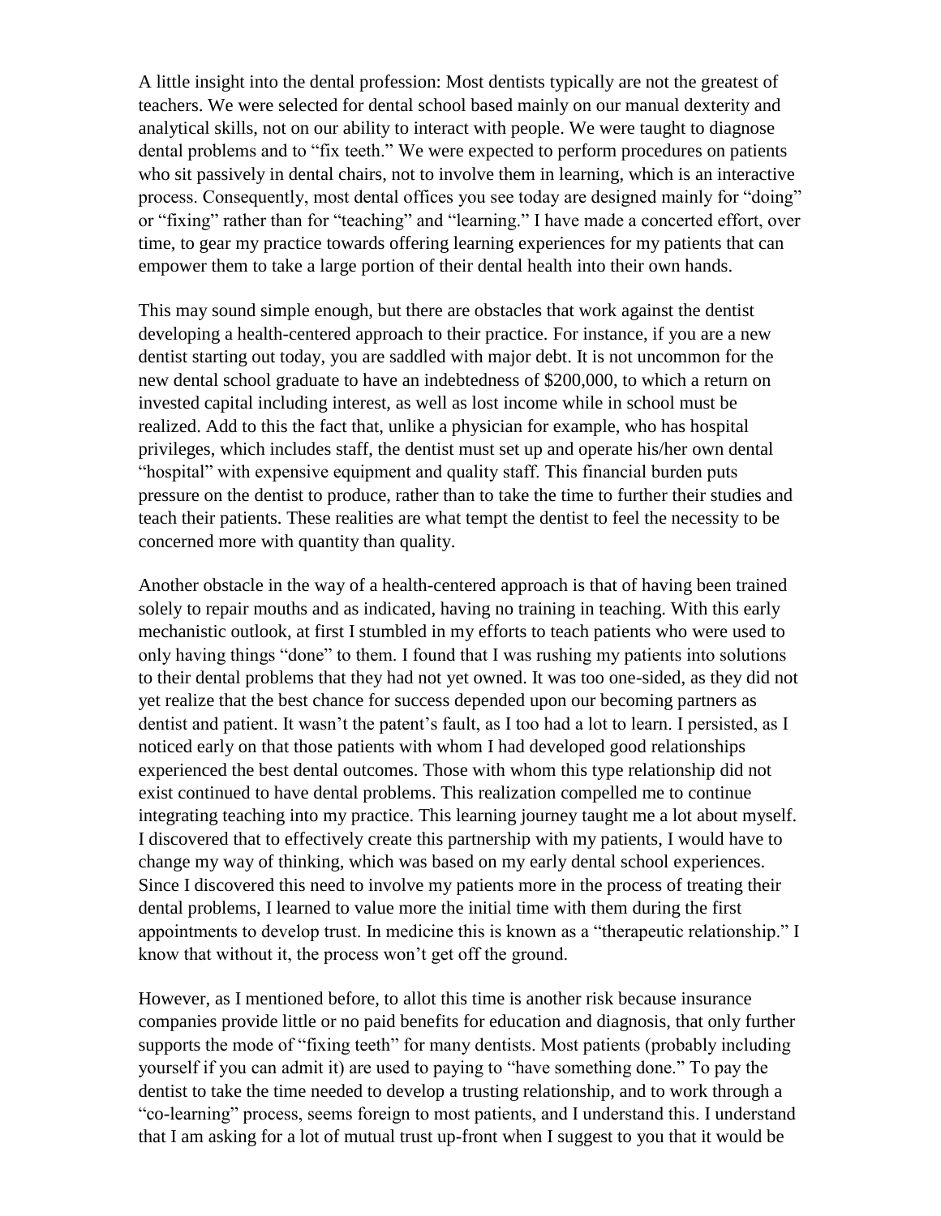A little insight into the dental profession: Most dentists typically are not the greatest of teachers. We were selected for dental school based mainly on our manual dexterity and analytical skills, not on our ability to interact with people. We were taught to diagnose dental problems and to "fix teeth." We were expected to perform procedures on patients who sit passively in dental chairs, not to involve them in learning, which is an interactive process. Consequently, most dental offices you see today are designed mainly for "doing" or "fixing" rather than for "teaching" and "learning." I have made a concerted effort, over time, to gear my practice towards offering learning experiences for my patients that can empower them to take a large portion of their dental health into their own hands.

This may sound simple enough, but there are obstacles that work against the dentist developing a health-centered approach to their practice. For instance, if you are a new dentist starting out today, you are saddled with major debt. It is not uncommon for the new dental school graduate to have an indebtedness of $200,000, to which a return on invested capital including interest, as well as lost income while in school must be realized. Add to this the fact that, unlike a physician for example, who has hospital privileges, which includes staff, the dentist must set up and operate his/her own dental "hospital" with expensive equipment and quality staff. This financial burden puts pressure on the dentist to produce, rather than to take the time to further their studies and teach their patients. These realities are what tempt the dentist to feel the necessity to be concerned more with quantity than quality.

Another obstacle in the way of a health-centered approach is that of having been trained solely to repair mouths and as indicated, having no training in teaching. With this early mechanistic outlook, at first I stumbled in my efforts to teach patients who were used to only having things "done" to them. I found that I was rushing my patients into solutions to their dental problems that they had not yet owned. It was too one-sided, as they did not yet realize that the best chance for success depended upon our becoming partners as dentist and patient. It wasn't the patent's fault, as I too had a lot to learn. I persisted, as I noticed early on that those patients with whom I had developed good relationships experienced the best dental outcomes. Those with whom this type relationship did not exist continued to have dental problems. This realization compelled me to continue integrating teaching into my practice. This learning journey taught me a lot about myself. I discovered that to effectively create this partnership with my patients, I would have to change my way of thinking, which was based on my early dental school experiences. Since I discovered this need to involve my patients more in the process of treating their dental problems, I learned to value more the initial time with them during the first appointments to develop trust. In medicine this is known as a "therapeutic relationship." I know that without it, the process won't get off the ground.

However, as I mentioned before, to allot this time is another risk because insurance companies provide little or no paid benefits for education and diagnosis, that only further supports the mode of "fixing teeth" for many dentists. Most patients (probably including yourself if you can admit it) are used to paying to "have something done." To pay the dentist to take the time needed to develop a trusting relationship, and to work through a "co-learning" process, seems foreign to most patients, and I understand this. I understand that I am asking for a lot of mutual trust up-front when I suggest to you that it would be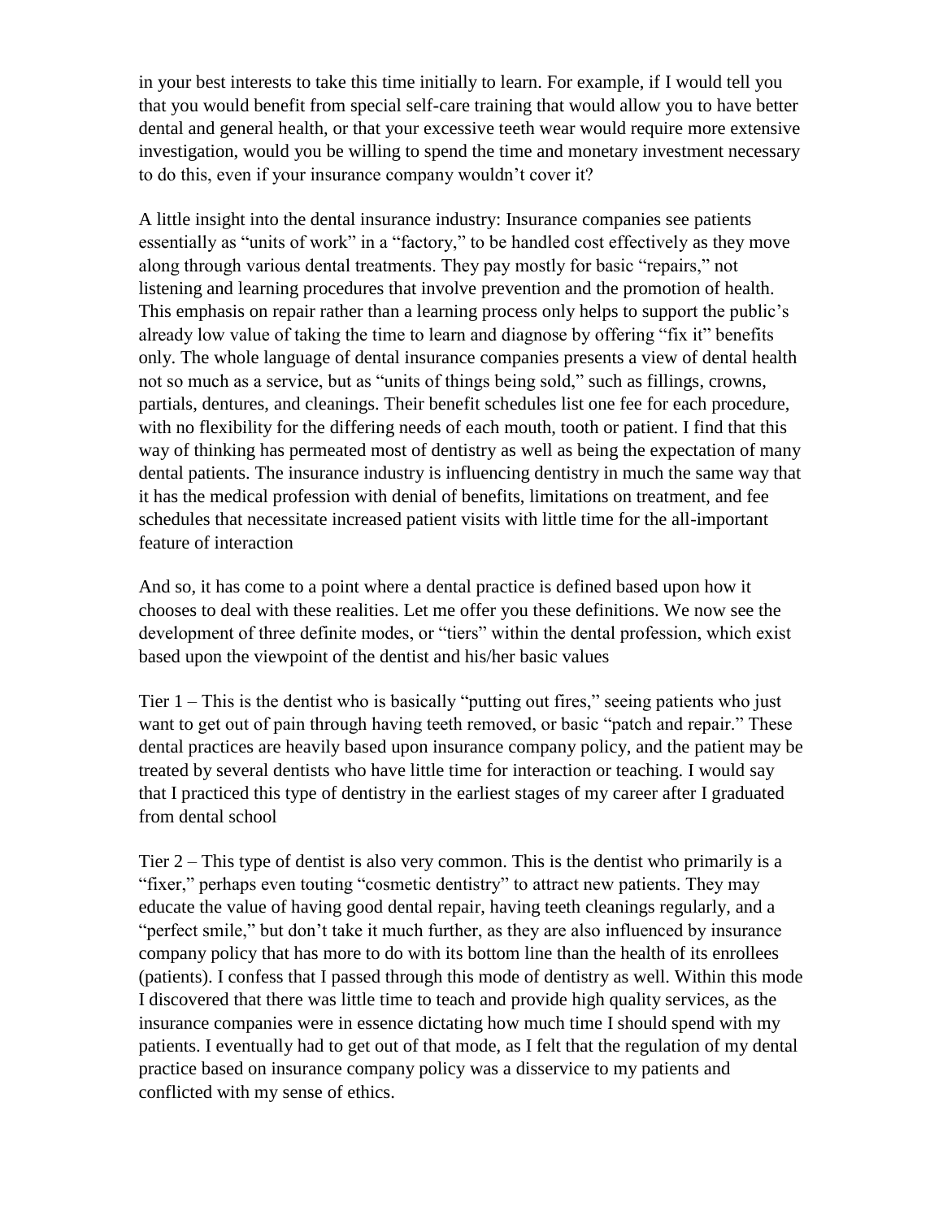in your best interests to take this time initially to learn. For example, if I would tell you that you would benefit from special self-care training that would allow you to have better dental and general health, or that your excessive teeth wear would require more extensive investigation, would you be willing to spend the time and monetary investment necessary to do this, even if your insurance company wouldn't cover it?

A little insight into the dental insurance industry: Insurance companies see patients essentially as "units of work" in a "factory," to be handled cost effectively as they move along through various dental treatments. They pay mostly for basic "repairs," not listening and learning procedures that involve prevention and the promotion of health. This emphasis on repair rather than a learning process only helps to support the public's already low value of taking the time to learn and diagnose by offering "fix it" benefits only. The whole language of dental insurance companies presents a view of dental health not so much as a service, but as "units of things being sold," such as fillings, crowns, partials, dentures, and cleanings. Their benefit schedules list one fee for each procedure, with no flexibility for the differing needs of each mouth, tooth or patient. I find that this way of thinking has permeated most of dentistry as well as being the expectation of many dental patients. The insurance industry is influencing dentistry in much the same way that it has the medical profession with denial of benefits, limitations on treatment, and fee schedules that necessitate increased patient visits with little time for the all-important feature of interaction

And so, it has come to a point where a dental practice is defined based upon how it chooses to deal with these realities. Let me offer you these definitions. We now see the development of three definite modes, or "tiers" within the dental profession, which exist based upon the viewpoint of the dentist and his/her basic values

Tier 1 – This is the dentist who is basically "putting out fires," seeing patients who just want to get out of pain through having teeth removed, or basic "patch and repair." These dental practices are heavily based upon insurance company policy, and the patient may be treated by several dentists who have little time for interaction or teaching. I would say that I practiced this type of dentistry in the earliest stages of my career after I graduated from dental school

Tier 2 – This type of dentist is also very common. This is the dentist who primarily is a "fixer," perhaps even touting "cosmetic dentistry" to attract new patients. They may educate the value of having good dental repair, having teeth cleanings regularly, and a "perfect smile," but don't take it much further, as they are also influenced by insurance company policy that has more to do with its bottom line than the health of its enrollees (patients). I confess that I passed through this mode of dentistry as well. Within this mode I discovered that there was little time to teach and provide high quality services, as the insurance companies were in essence dictating how much time I should spend with my patients. I eventually had to get out of that mode, as I felt that the regulation of my dental practice based on insurance company policy was a disservice to my patients and conflicted with my sense of ethics.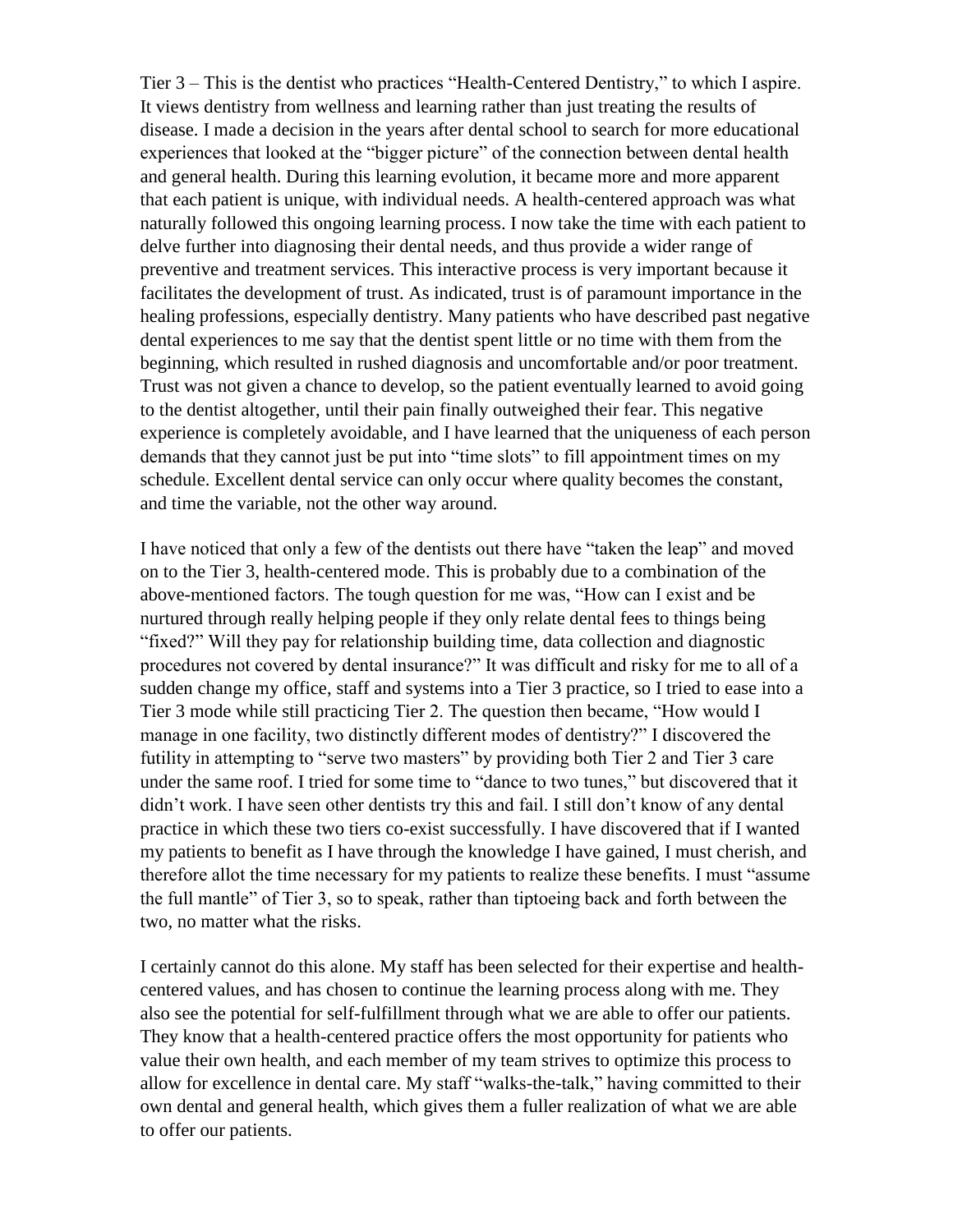Tier 3 – This is the dentist who practices "Health-Centered Dentistry," to which I aspire. It views dentistry from wellness and learning rather than just treating the results of disease. I made a decision in the years after dental school to search for more educational experiences that looked at the "bigger picture" of the connection between dental health and general health. During this learning evolution, it became more and more apparent that each patient is unique, with individual needs. A health-centered approach was what naturally followed this ongoing learning process. I now take the time with each patient to delve further into diagnosing their dental needs, and thus provide a wider range of preventive and treatment services. This interactive process is very important because it facilitates the development of trust. As indicated, trust is of paramount importance in the healing professions, especially dentistry. Many patients who have described past negative dental experiences to me say that the dentist spent little or no time with them from the beginning, which resulted in rushed diagnosis and uncomfortable and/or poor treatment. Trust was not given a chance to develop, so the patient eventually learned to avoid going to the dentist altogether, until their pain finally outweighed their fear. This negative experience is completely avoidable, and I have learned that the uniqueness of each person demands that they cannot just be put into "time slots" to fill appointment times on my schedule. Excellent dental service can only occur where quality becomes the constant, and time the variable, not the other way around.

I have noticed that only a few of the dentists out there have "taken the leap" and moved on to the Tier 3, health-centered mode. This is probably due to a combination of the above-mentioned factors. The tough question for me was, "How can I exist and be nurtured through really helping people if they only relate dental fees to things being "fixed?" Will they pay for relationship building time, data collection and diagnostic procedures not covered by dental insurance?" It was difficult and risky for me to all of a sudden change my office, staff and systems into a Tier 3 practice, so I tried to ease into a Tier 3 mode while still practicing Tier 2. The question then became, "How would I manage in one facility, two distinctly different modes of dentistry?" I discovered the futility in attempting to "serve two masters" by providing both Tier 2 and Tier 3 care under the same roof. I tried for some time to "dance to two tunes," but discovered that it didn't work. I have seen other dentists try this and fail. I still don't know of any dental practice in which these two tiers co-exist successfully. I have discovered that if I wanted my patients to benefit as I have through the knowledge I have gained, I must cherish, and therefore allot the time necessary for my patients to realize these benefits. I must "assume the full mantle" of Tier 3, so to speak, rather than tiptoeing back and forth between the two, no matter what the risks.

I certainly cannot do this alone. My staff has been selected for their expertise and health-centered values, and has chosen to continue the learning process along with me. They also see the potential for self-fulfillment through what we are able to offer our patients. They know that a health-centered practice offers the most opportunity for patients who value their own health, and each member of my team strives to optimize this process to allow for excellence in dental care. My staff "walks-the-talk," having committed to their own dental and general health, which gives them a fuller realization of what we are able to offer our patients.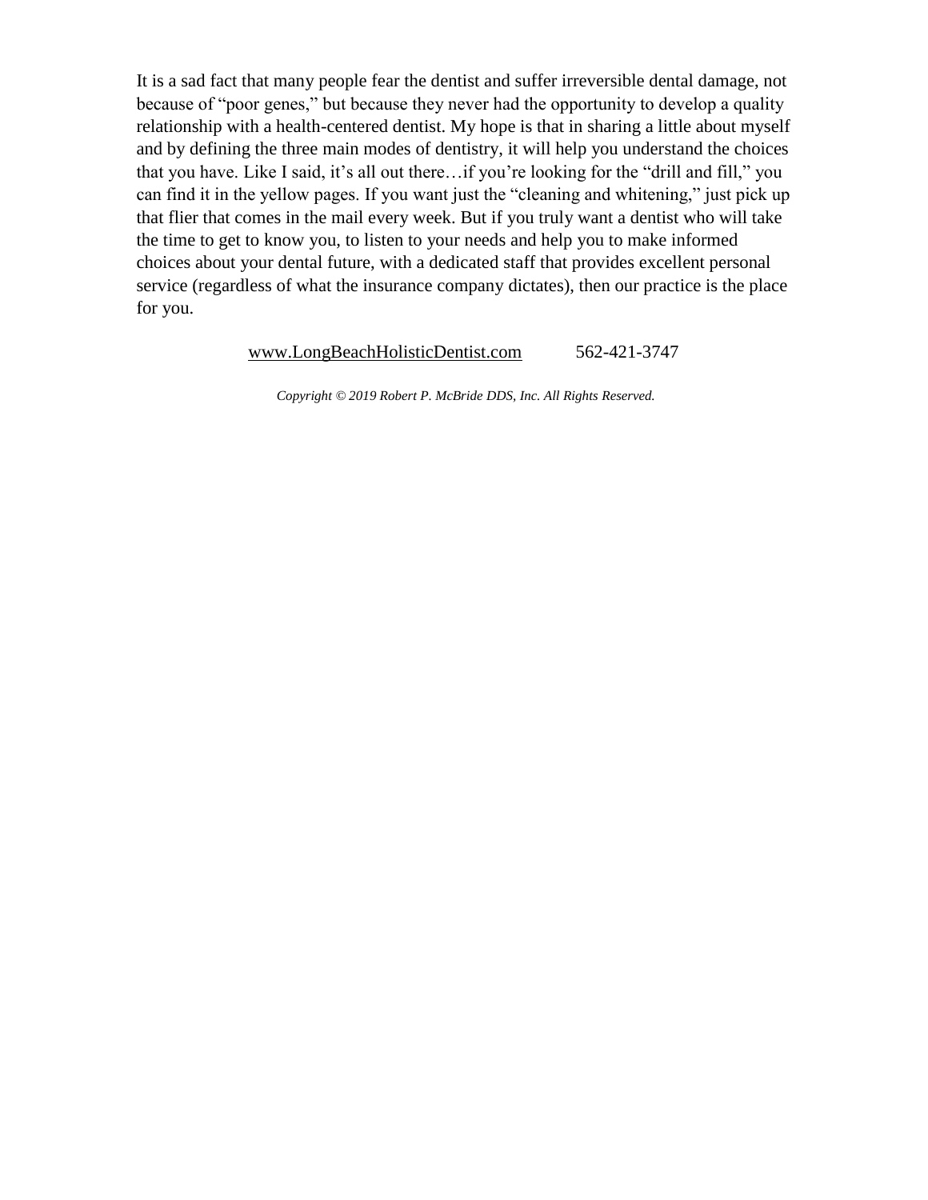It is a sad fact that many people fear the dentist and suffer irreversible dental damage, not because of "poor genes," but because they never had the opportunity to develop a quality relationship with a health-centered dentist. My hope is that in sharing a little about myself and by defining the three main modes of dentistry, it will help you understand the choices that you have. Like I said, it's all out there…if you're looking for the "drill and fill," you can find it in the yellow pages. If you want just the "cleaning and whitening," just pick up that flier that comes in the mail every week. But if you truly want a dentist who will take the time to get to know you, to listen to your needs and help you to make informed choices about your dental future, with a dedicated staff that provides excellent personal service (regardless of what the insurance company dictates), then our practice is the place for you.

www.LongBeachHolisticDentist.com          562-421-3747

*Copyright © 2019 Robert P. McBride DDS, Inc. All Rights Reserved.*